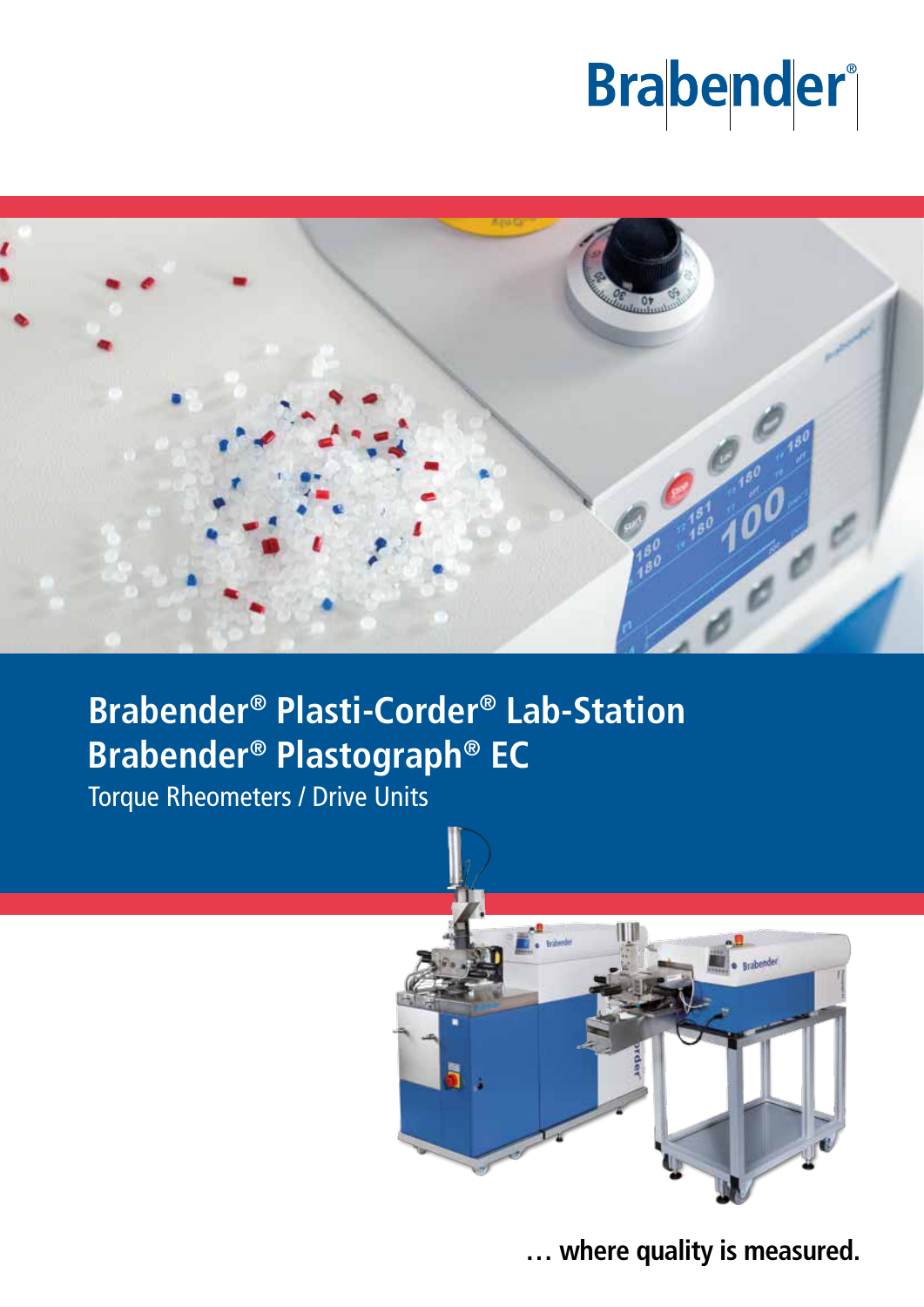Brabender®

# Brabender® Plasti-Corder® Lab-Station
# Brabender® Plastograph® EC

Torque Rheometers / Drive Units

… where quality is measured.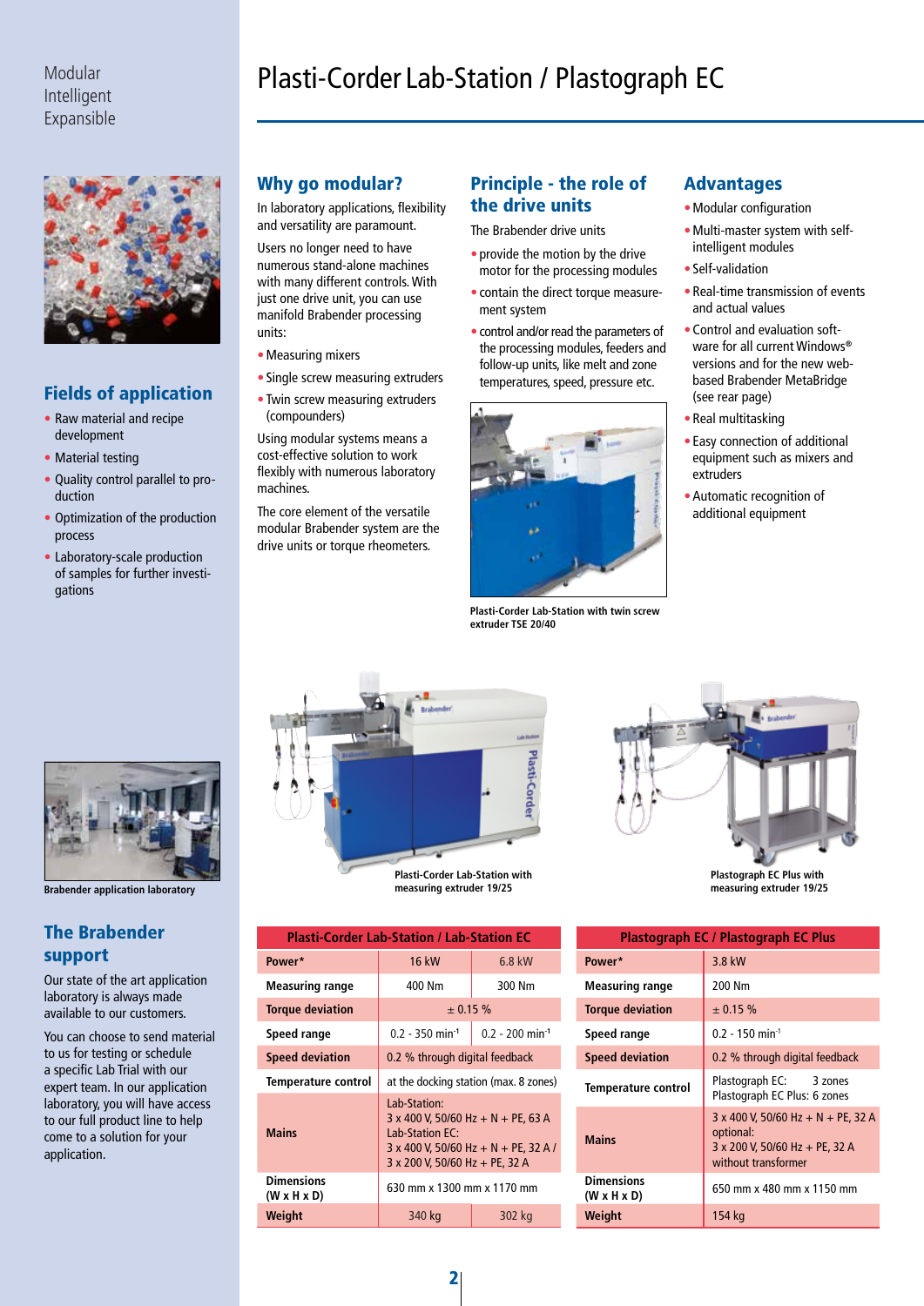Modular
Intelligent
Expansible

# Plasti-Corder Lab-Station / Plastograph EC

## Fields of application

- Raw material and recipe development
- Material testing
- Quality control parallel to production
- Optimization of the production process
- Laboratory-scale production of samples for further investigations

Brabender application laboratory

## The Brabender support

Our state of the art application laboratory is always made available to our customers.

You can choose to send material to us for testing or schedule a specific Lab Trial with our expert team. In our application laboratory, you will have access to our full product line to help come to a solution for your application.

## Why go modular?

In laboratory applications, flexibility and versatility are paramount.

Users no longer need to have numerous stand-alone machines with many different controls. With just one drive unit, you can use manifold Brabender processing units:

- Measuring mixers
- Single screw measuring extruders
- Twin screw measuring extruders (compounders)

Using modular systems means a cost-effective solution to work flexibly with numerous laboratory machines.

The core element of the versatile modular Brabender system are the drive units or torque rheometers.

## Principle - the role of the drive units

The Brabender drive units

- provide the motion by the drive motor for the processing modules
- contain the direct torque measurement system
- control and/or read the parameters of the processing modules, feeders and follow-up units, like melt and zone temperatures, speed, pressure etc.

Plasti-Corder Lab-Station with twin screw extruder TSE 20/40

## Advantages

- Modular configuration
- Multi-master system with self-intelligent modules
- Self-validation
- Real-time transmission of events and actual values
- Control and evaluation software for all current Windows® versions and for the new web-based Brabender MetaBridge (see rear page)
- Real multitasking
- Easy connection of additional equipment such as mixers and extruders
- Automatic recognition of additional equipment

Plasti-Corder Lab-Station with measuring extruder 19/25

Plastograph EC Plus with measuring extruder 19/25

| Plasti-Corder Lab-Station / Lab-Station EC | | |
|---|---|---|
| Power* | 16 kW | 6.8 kW |
| Measuring range | 400 Nm | 300 Nm |
| Torque deviation | ± 0.15 % | |
| Speed range | 0.2 - 350 min$^{-1}$ | 0.2 - 200 min$^{-1}$ |
| Speed deviation | 0.2 % through digital feedback | |
| Temperature control | at the docking station (max. 8 zones) | |
| Mains | Lab-Station: 3 x 400 V, 50/60 Hz + N + PE, 63 A<br>Lab-Station EC: 3 x 400 V, 50/60 Hz + N + PE, 32 A / 3 x 200 V, 50/60 Hz + PE, 32 A | |
| Dimensions (W x H x D) | 630 mm x 1300 mm x 1170 mm | |
| Weight | 340 kg | 302 kg |

| Plastograph EC / Plastograph EC Plus | |
|---|---|
| Power* | 3.8 kW |
| Measuring range | 200 Nm |
| Torque deviation | ± 0.15 % |
| Speed range | 0.2 - 150 min$^{-1}$ |
| Speed deviation | 0.2 % through digital feedback |
| Temperature control | Plastograph EC: 3 zones<br>Plastograph EC Plus: 6 zones |
| Mains | 3 x 400 V, 50/60 Hz + N + PE, 32 A<br>optional:<br>3 x 200 V, 50/60 Hz + PE, 32 A<br>without transformer |
| Dimensions (W x H x D) | 650 mm x 480 mm x 1150 mm |
| Weight | 154 kg |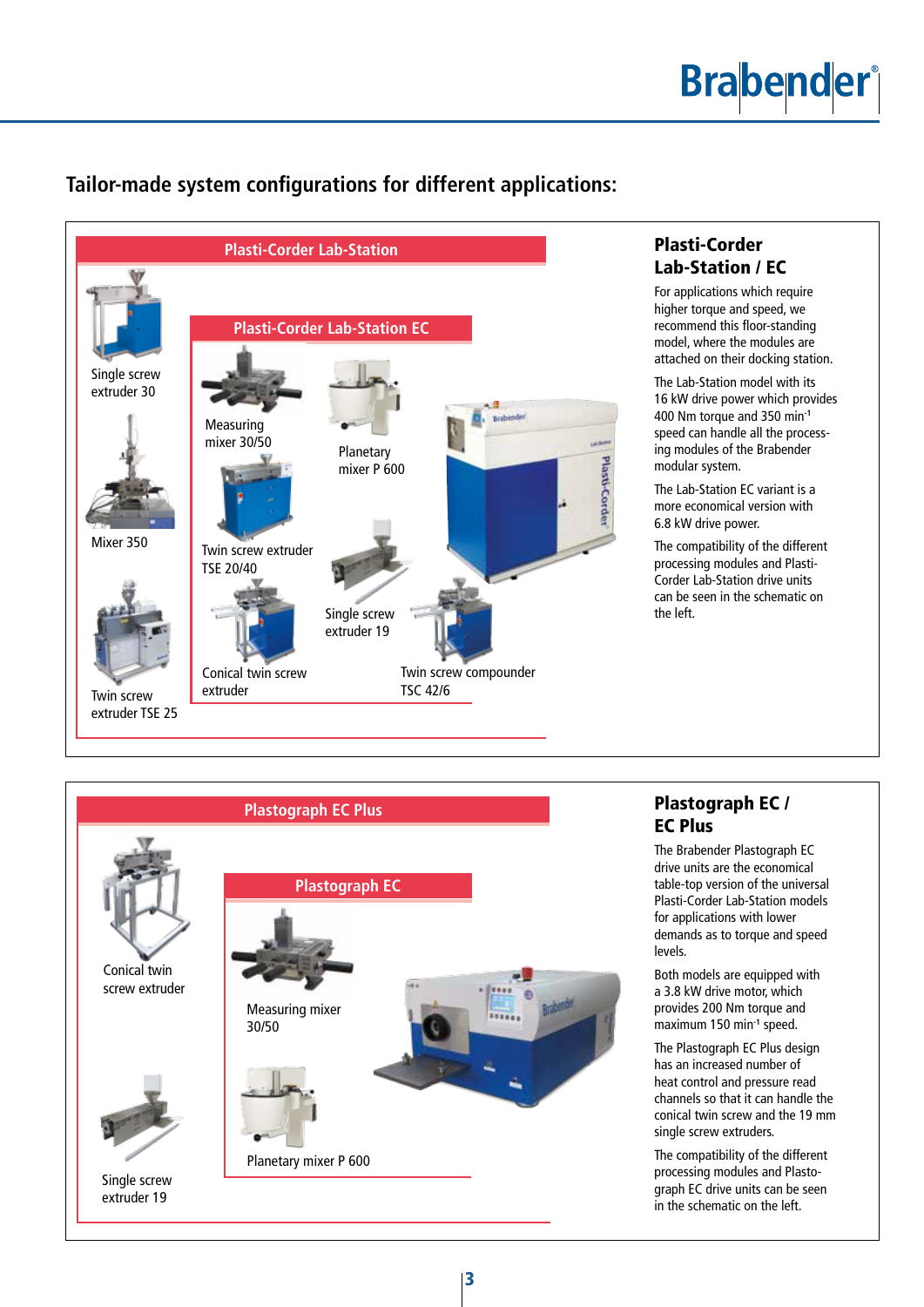## Tailor-made system configurations for different applications:

**Plasti-Corder Lab-Station**

Single screw extruder 30

Mixer 350

Twin screw extruder TSE 25

**Plasti-Corder Lab-Station EC**

Measuring mixer 30/50

Planetary mixer P 600

Twin screw extruder TSE 20/40

Single screw extruder 19

Conical twin screw extruder

Twin screw compounder TSC 42/6

### Plasti-Corder Lab-Station / EC

For applications which require higher torque and speed, we recommend this floor-standing model, where the modules are attached on their docking station.

The Lab-Station model with its 16 kW drive power which provides 400 Nm torque and 350 min$^{-1}$ speed can handle all the processing modules of the Brabender modular system.

The Lab-Station EC variant is a more economical version with 6.8 kW drive power.

The compatibility of the different processing modules and Plasti-Corder Lab-Station drive units can be seen in the schematic on the left.

**Plastograph EC Plus**

Conical twin screw extruder

Single screw extruder 19

**Plastograph EC**

Measuring mixer 30/50

Planetary mixer P 600

### Plastograph EC / EC Plus

The Brabender Plastograph EC drive units are the economical table-top version of the universal Plasti-Corder Lab-Station models for applications with lower demands as to torque and speed levels.

Both models are equipped with a 3.8 kW drive motor, which provides 200 Nm torque and maximum 150 min$^{-1}$ speed.

The Plastograph EC Plus design has an increased number of heat control and pressure read channels so that it can handle the conical twin screw and the 19 mm single screw extruders.

The compatibility of the different processing modules and Plastograph EC drive units can be seen in the schematic on the left.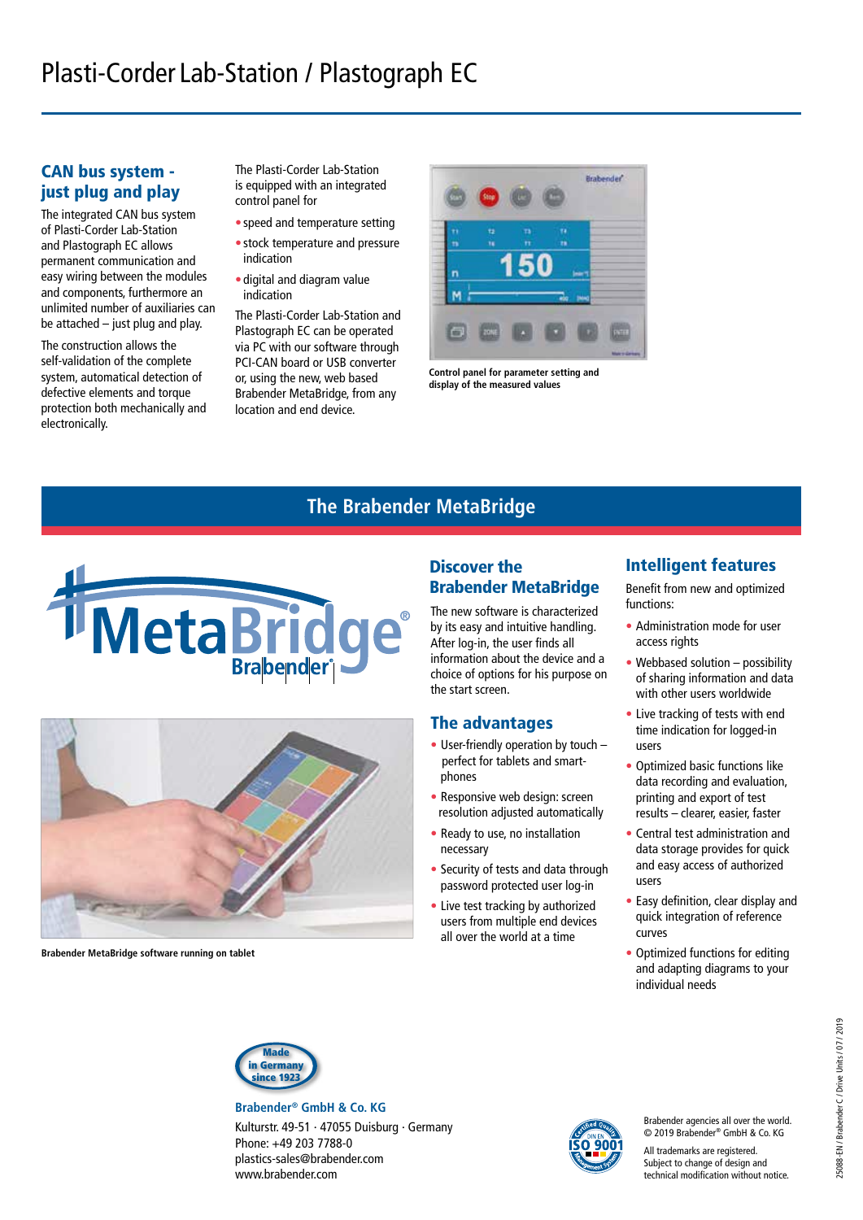# Plasti-Corder Lab-Station / Plastograph EC

## CAN bus system - just plug and play

The integrated CAN bus system of Plasti-Corder Lab-Station and Plastograph EC allows permanent communication and easy wiring between the modules and components, furthermore an unlimited number of auxiliaries can be attached – just plug and play.

The construction allows the self-validation of the complete system, automatical detection of defective elements and torque protection both mechanically and electronically.

The Plasti-Corder Lab-Station is equipped with an integrated control panel for

- speed and temperature setting
- stock temperature and pressure indication
- digital and diagram value indication

The Plasti-Corder Lab-Station and Plastograph EC can be operated via PC with our software through PCI-CAN board or USB converter or, using the new, web based Brabender MetaBridge, from any location and end device.

Control panel for parameter setting and display of the measured values

## The Brabender MetaBridge

Brabender MetaBridge software running on tablet

### Discover the Brabender MetaBridge

The new software is characterized by its easy and intuitive handling. After log-in, the user finds all information about the device and a choice of options for his purpose on the start screen.

### The advantages

- User-friendly operation by touch – perfect for tablets and smartphones
- Responsive web design: screen resolution adjusted automatically
- Ready to use, no installation necessary
- Security of tests and data through password protected user log-in
- Live test tracking by authorized users from multiple end devices all over the world at a time

### Intelligent features

Benefit from new and optimized functions:

- Administration mode for user access rights
- Webbased solution – possibility of sharing information and data with other users worldwide
- Live tracking of tests with end time indication for logged-in users
- Optimized basic functions like data recording and evaluation, printing and export of test results – clearer, easier, faster
- Central test administration and data storage provides for quick and easy access of authorized users
- Easy definition, clear display and quick integration of reference curves
- Optimized functions for editing and adapting diagrams to your individual needs

Made in Germany since 1923

**Brabender® GmbH & Co. KG**
Kulturstr. 49-51 · 47055 Duisburg · Germany
Phone: +49 203 7788-0
plastics-sales@brabender.com
www.brabender.com

Brabender agencies all over the world.
© 2019 Brabender® GmbH & Co. KG

All trademarks are registered.
Subject to change of design and technical modification without notice.

25088-EN / Brabender C / Drive Units / 07 / 2019